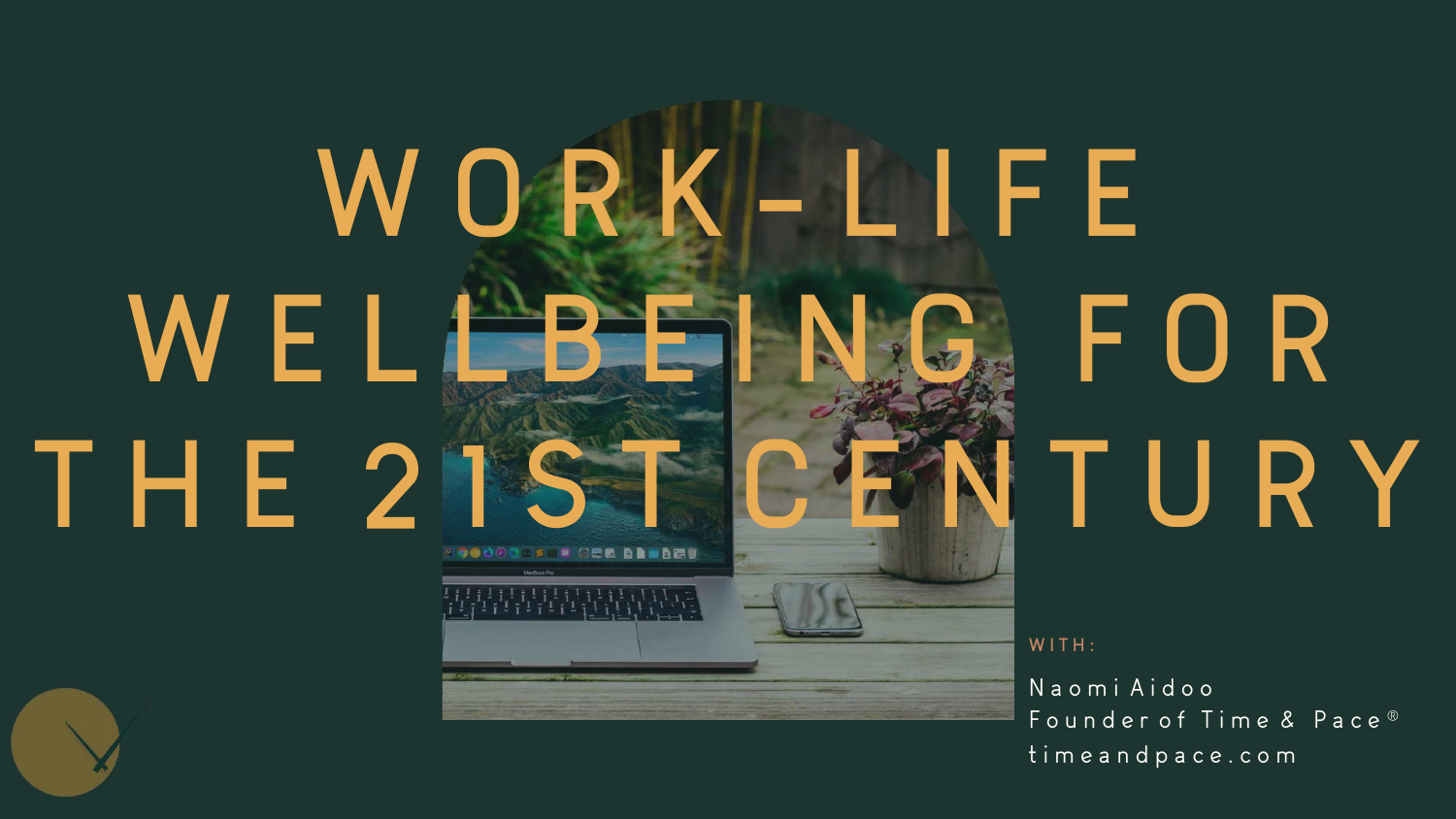# WORK-LIFE WELLBEING FOR THE 21ST CENTURY

WITH:

Naomi Aidoo
Founder of Time & Pace®
timeandpace.com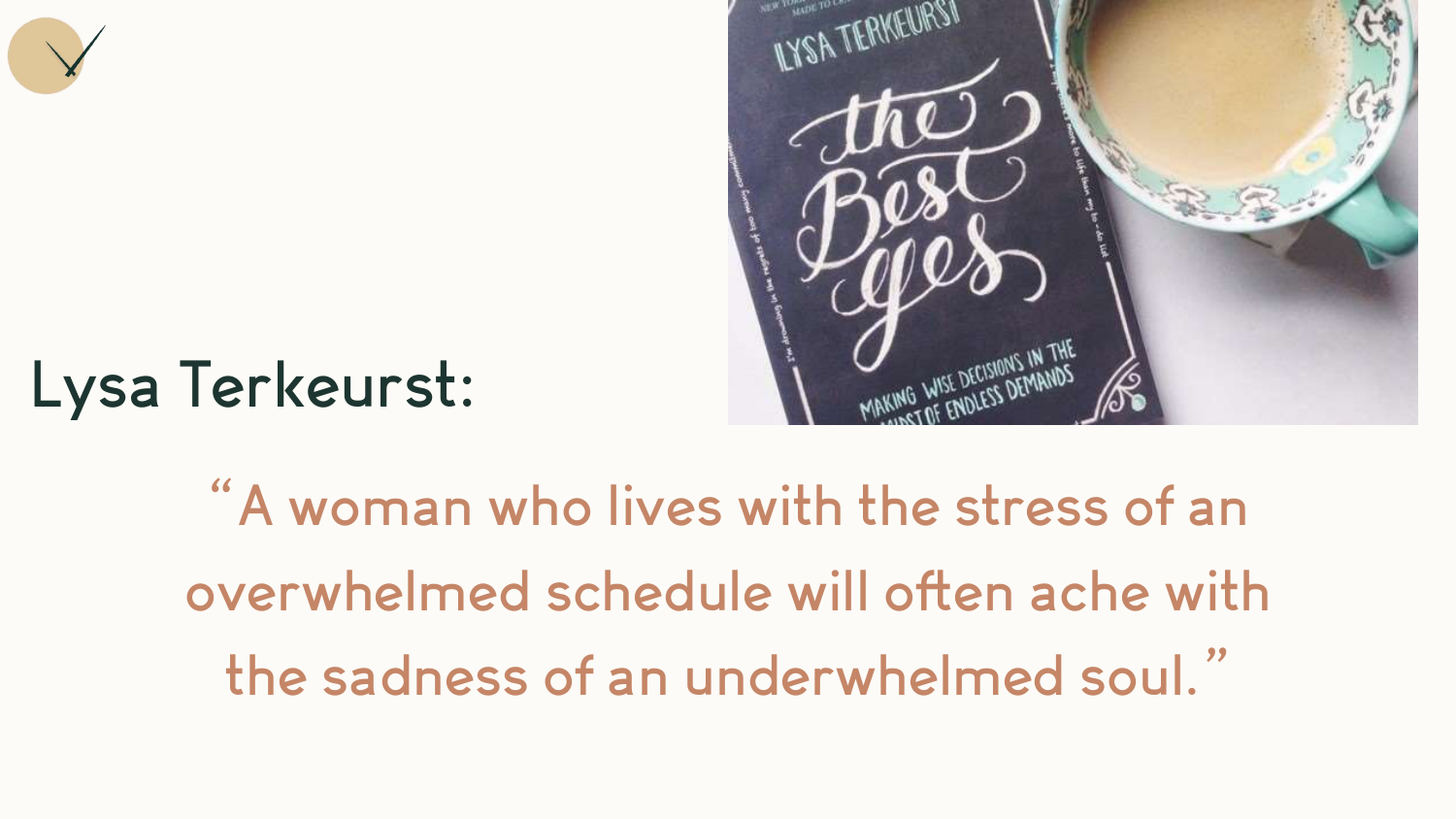Lysa Terkeurst:

"A woman who lives with the stress of an overwhelmed schedule will often ache with the sadness of an underwhelmed soul."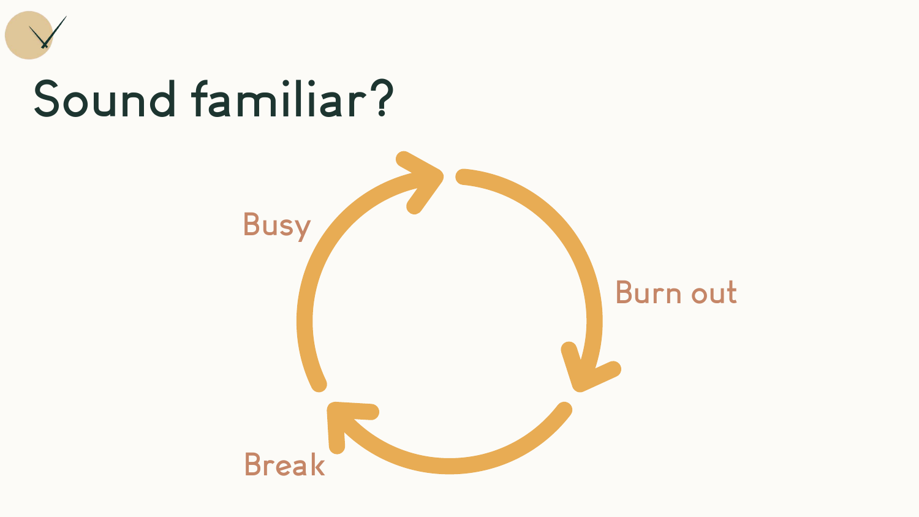# Sound familiar?

Busy

Burn out

Break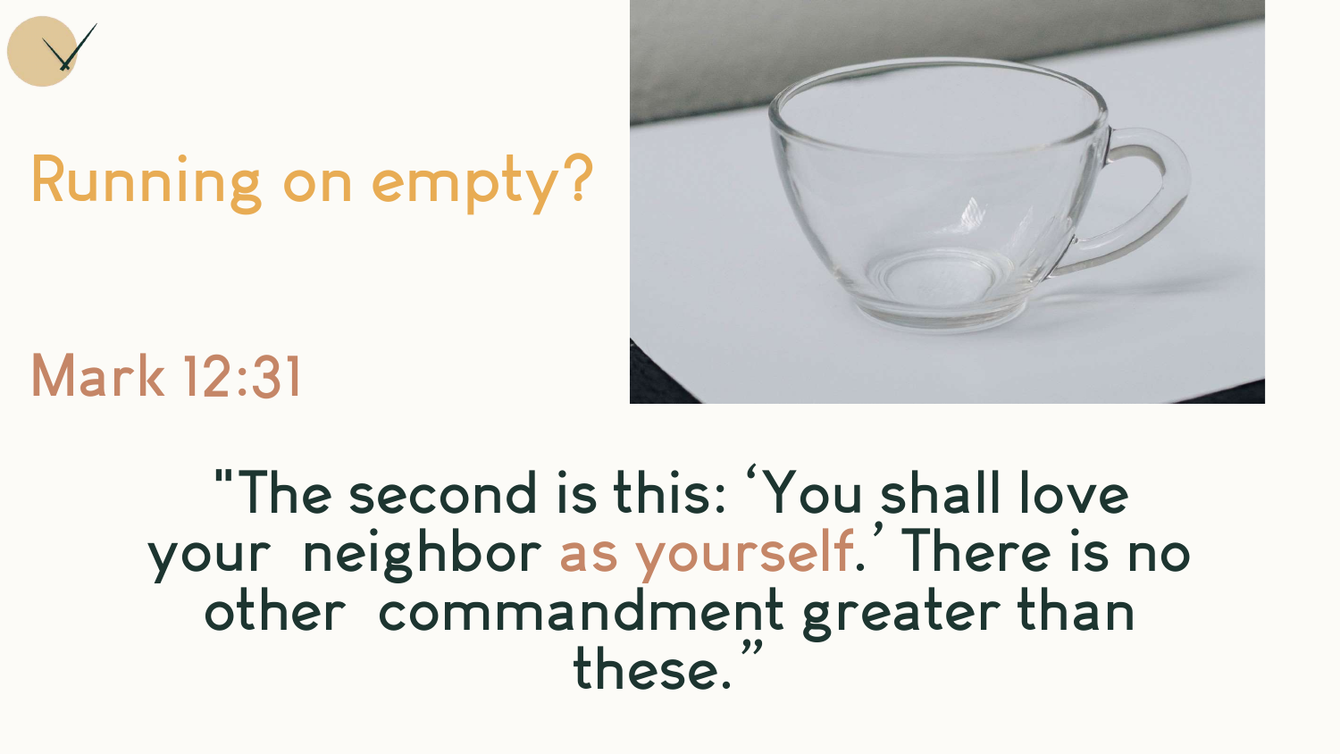# Running on empty?

## Mark 12:31

"The second is this: 'You shall love your neighbor as yourself.' There is no other commandment greater than these."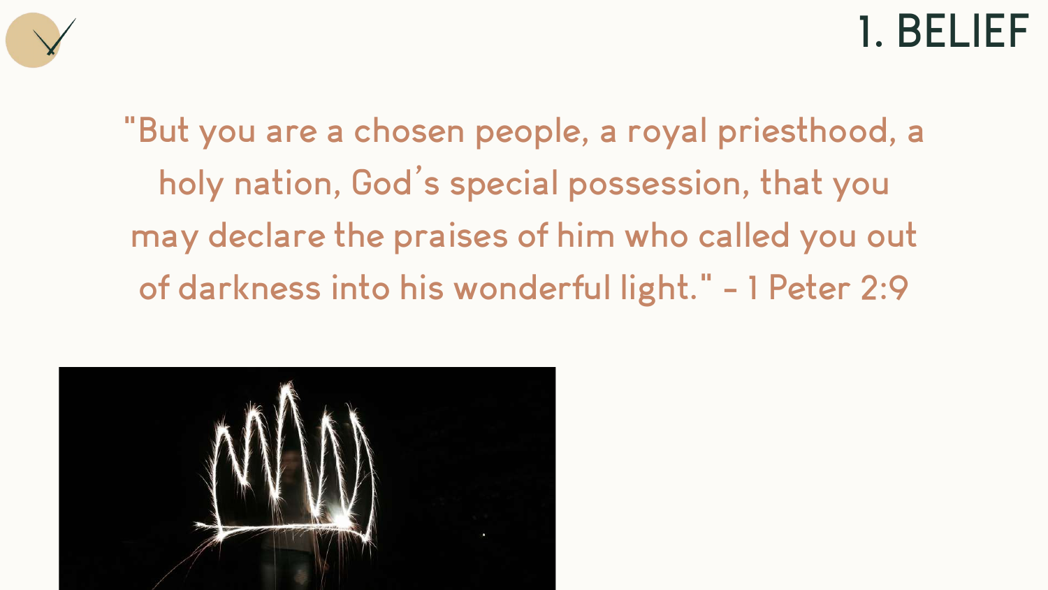# 1. BELIEF

"But you are a chosen people, a royal priesthood, a holy nation, God's special possession, that you may declare the praises of him who called you out of darkness into his wonderful light." - 1 Peter 2:9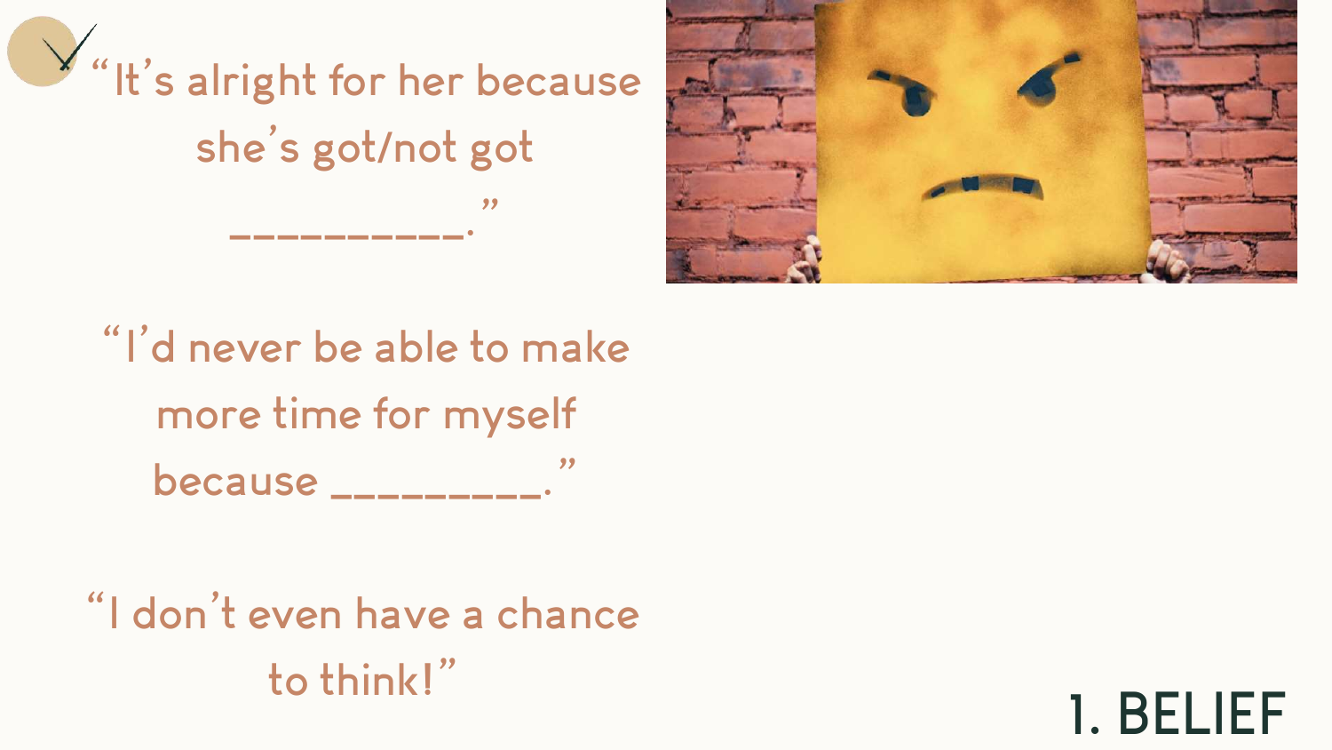"It's alright for her because she's got/not got __________."

"I'd never be able to make more time for myself because _________."

"I don't even have a chance to think!"

# 1. BELIEF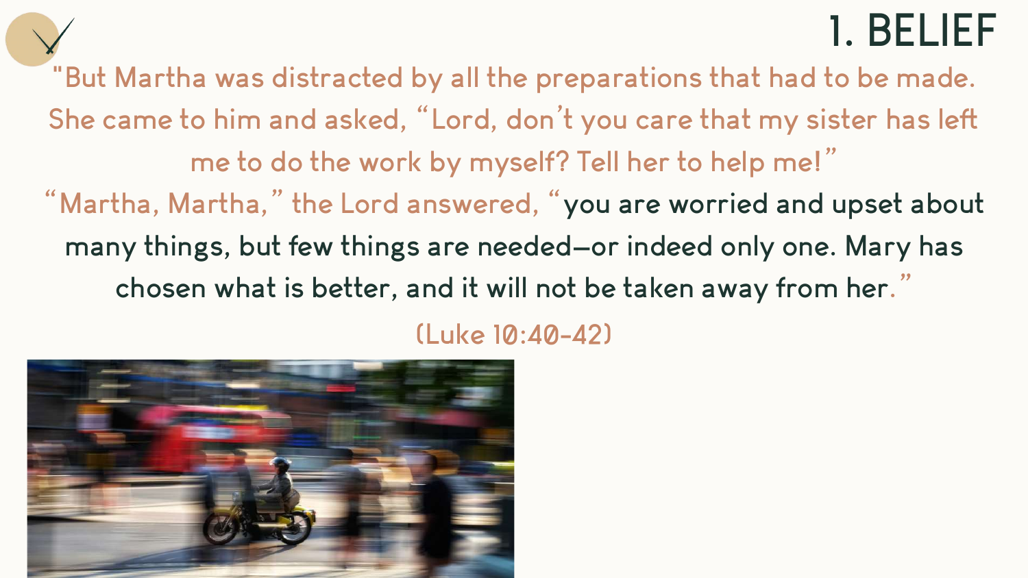# 1. BELIEF

"But Martha was distracted by all the preparations that had to be made. She came to him and asked, "Lord, don't you care that my sister has left me to do the work by myself? Tell her to help me!"

"Martha, Martha," the Lord answered, "you are worried and upset about many things, but few things are needed—or indeed only one. Mary has chosen what is better, and it will not be taken away from her."

(Luke 10:40-42)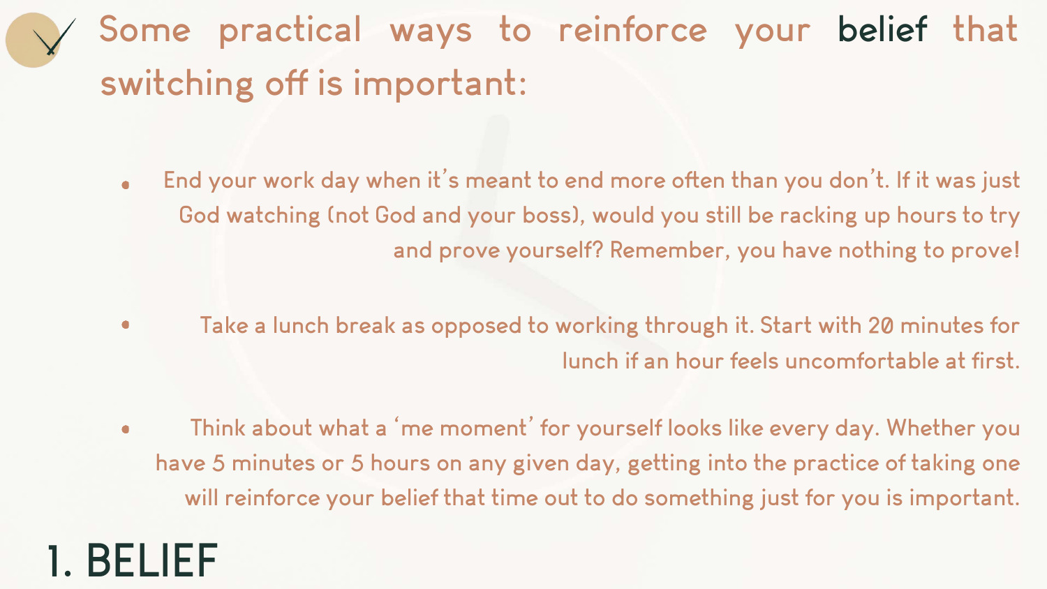## Some practical ways to reinforce your **belief** that switching off is important:

- End your work day when it's meant to end more often than you don't. If it was just God watching (not God and your boss), would you still be racking up hours to try and prove yourself? Remember, you have nothing to prove!

- Take a lunch break as opposed to working through it. Start with 20 minutes for lunch if an hour feels uncomfortable at first.

- Think about what a 'me moment' for yourself looks like every day. Whether you have 5 minutes or 5 hours on any given day, getting into the practice of taking one will reinforce your belief that time out to do something just for you is important.

# 1. BELIEF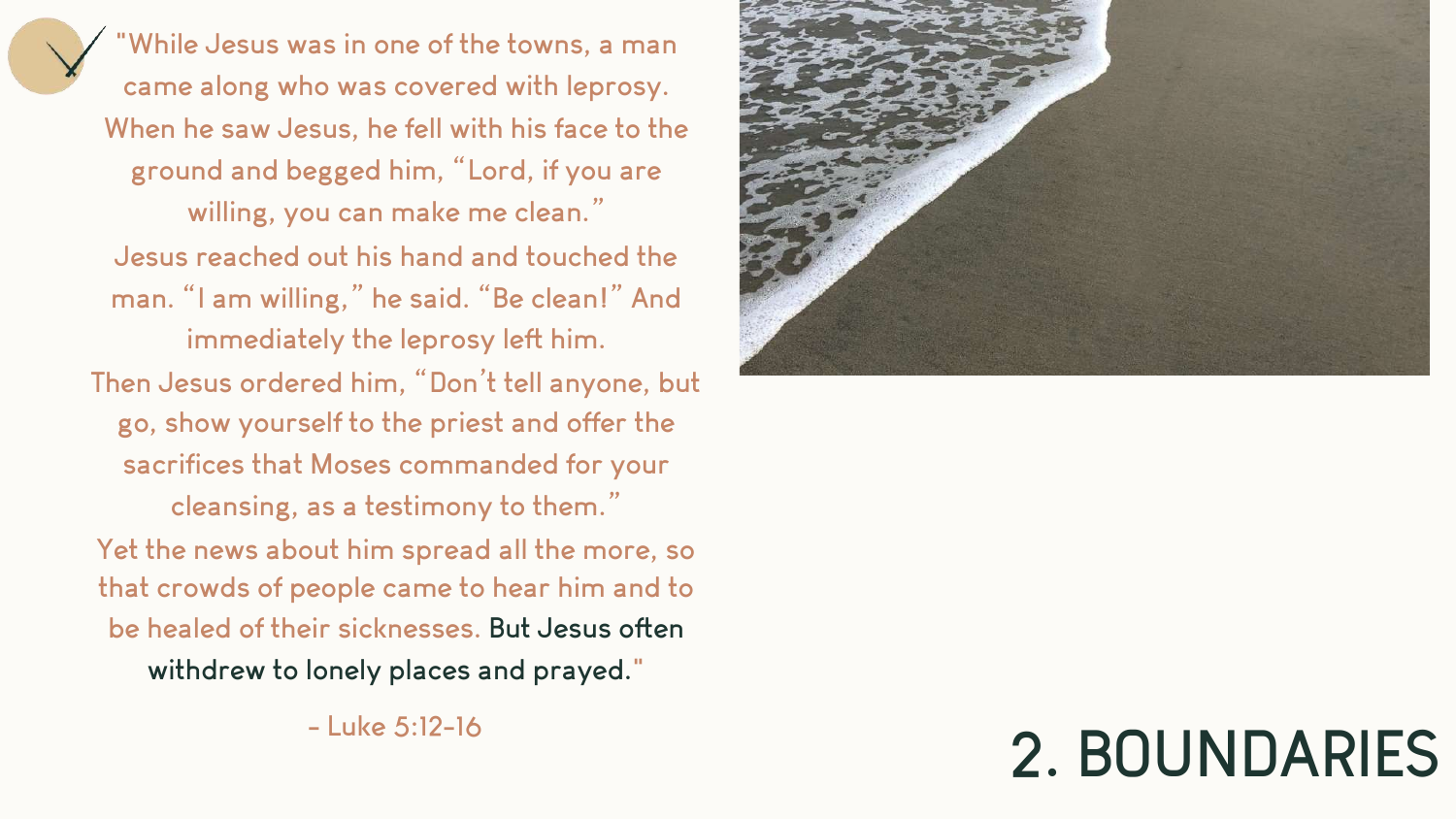"While Jesus was in one of the towns, a man came along who was covered with leprosy. When he saw Jesus, he fell with his face to the ground and begged him, "Lord, if you are willing, you can make me clean."
Jesus reached out his hand and touched the man. "I am willing," he said. "Be clean!" And immediately the leprosy left him.
Then Jesus ordered him, "Don't tell anyone, but go, show yourself to the priest and offer the sacrifices that Moses commanded for your cleansing, as a testimony to them."
Yet the news about him spread all the more, so that crowds of people came to hear him and to be healed of their sicknesses. But Jesus often withdrew to lonely places and prayed."

- Luke 5:12-16

# 2. BOUNDARIES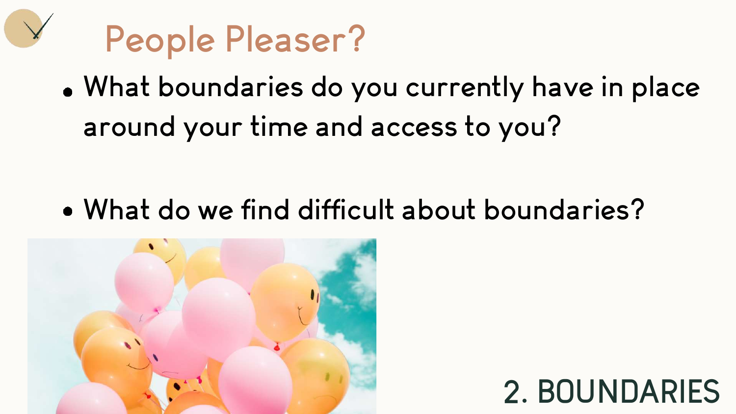# People Pleaser?

- What boundaries do you currently have in place around your time and access to you?

- What do we find difficult about boundaries?

## 2. BOUNDARIES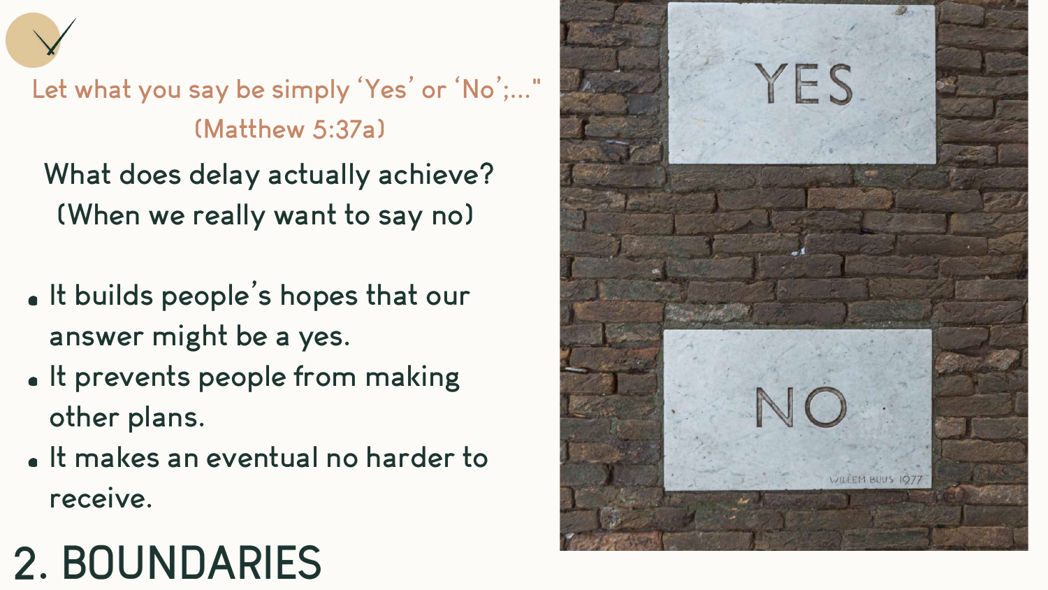Let what you say be simply 'Yes' or 'No';..."
(Matthew 5:37a)

What does delay actually achieve?
(When we really want to say no)

- It builds people's hopes that our answer might be a yes.
- It prevents people from making other plans.
- It makes an eventual no harder to receive.

# 2. BOUNDARIES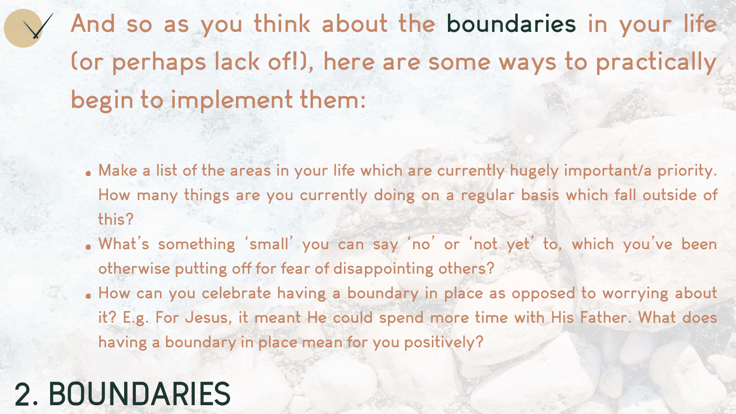## 2. BOUNDARIES

And so as you think about the **boundaries** in your life (or perhaps lack of!), here are some ways to practically begin to implement them:

- Make a list of the areas in your life which are currently hugely important/a priority. How many things are you currently doing on a regular basis which fall outside of this?
- What's something 'small' you can say 'no' or 'not yet' to, which you've been otherwise putting off for fear of disappointing others?
- How can you celebrate having a boundary in place as opposed to worrying about it? E.g. For Jesus, it meant He could spend more time with His Father. What does having a boundary in place mean for you positively?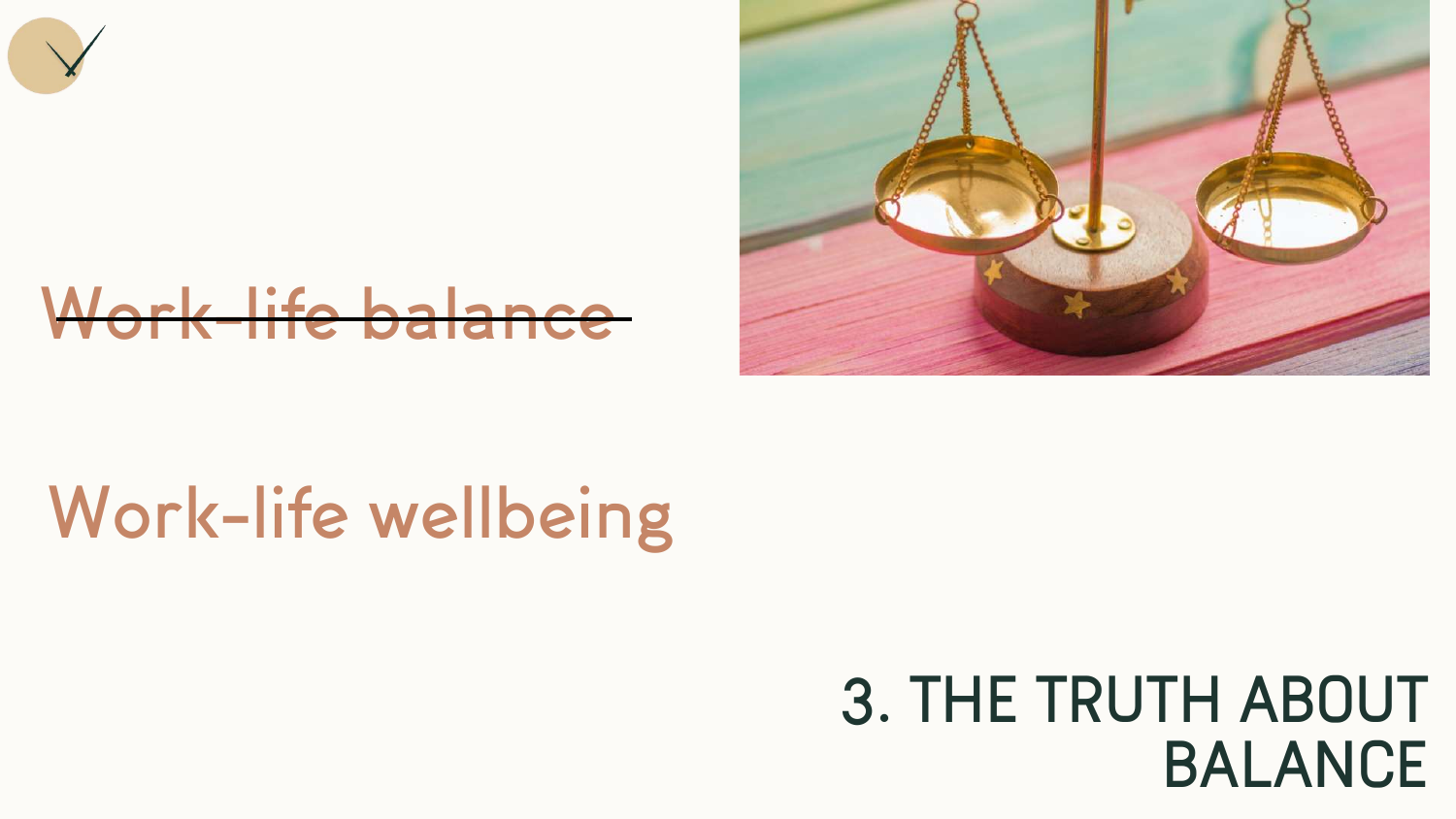~~Work-life balance~~

Work-life wellbeing

# 3. THE TRUTH ABOUT BALANCE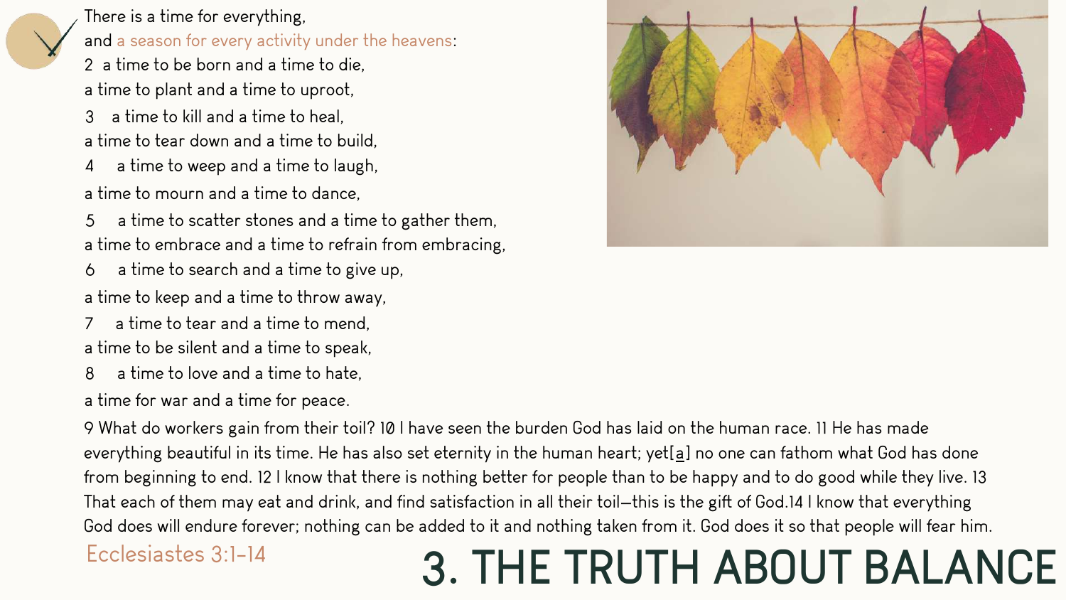# 3. THE TRUTH ABOUT BALANCE

There is a time for everything,

and a season for every activity under the heavens:

2 a time to be born and a time to die,

a time to plant and a time to uproot,

3 a time to kill and a time to heal,

a time to tear down and a time to build,

4 a time to weep and a time to laugh,

a time to mourn and a time to dance,

5 a time to scatter stones and a time to gather them,

a time to embrace and a time to refrain from embracing,

6 a time to search and a time to give up,

a time to keep and a time to throw away,

7 a time to tear and a time to mend,

a time to be silent and a time to speak,

8 a time to love and a time to hate,

a time for war and a time for peace.

9 What do workers gain from their toil? 10 I have seen the burden God has laid on the human race. 11 He has made everything beautiful in its time. He has also set eternity in the human heart; yet[a] no one can fathom what God has done from beginning to end. 12 I know that there is nothing better for people than to be happy and to do good while they live. 13 That each of them may eat and drink, and find satisfaction in all their toil—this is the gift of God.14 I know that everything God does will endure forever; nothing can be added to it and nothing taken from it. God does it so that people will fear him.

Ecclesiastes 3:1-14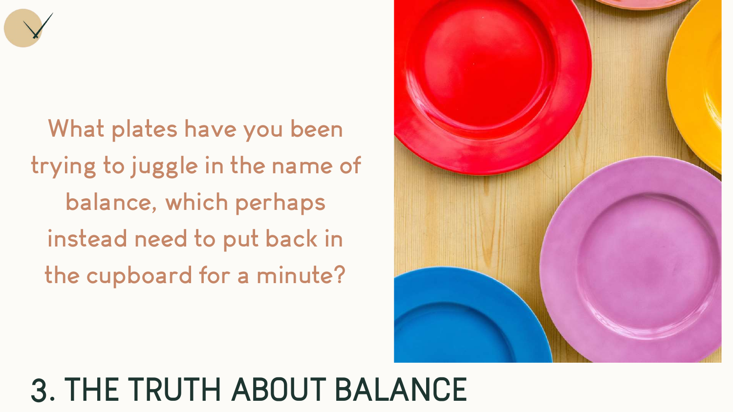What plates have you been trying to juggle in the name of balance, which perhaps instead need to put back in the cupboard for a minute?

# 3. THE TRUTH ABOUT BALANCE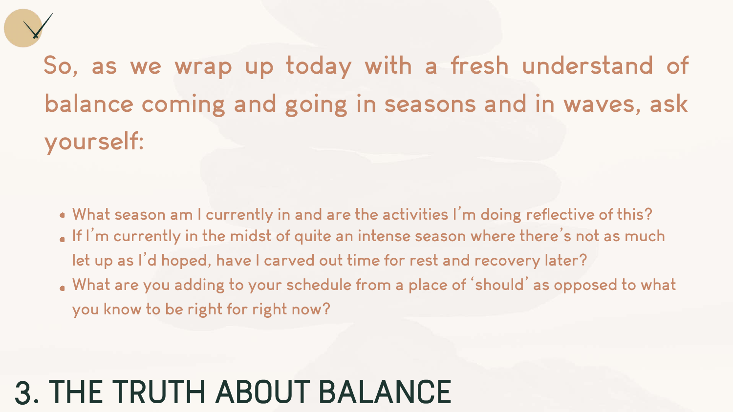So, as we wrap up today with a fresh understand of balance coming and going in seasons and in waves, ask yourself:

- What season am I currently in and are the activities I'm doing reflective of this?
- If I'm currently in the midst of quite an intense season where there's not as much let up as I'd hoped, have I carved out time for rest and recovery later?
- What are you adding to your schedule from a place of 'should' as opposed to what you know to be right for right now?

# 3. THE TRUTH ABOUT BALANCE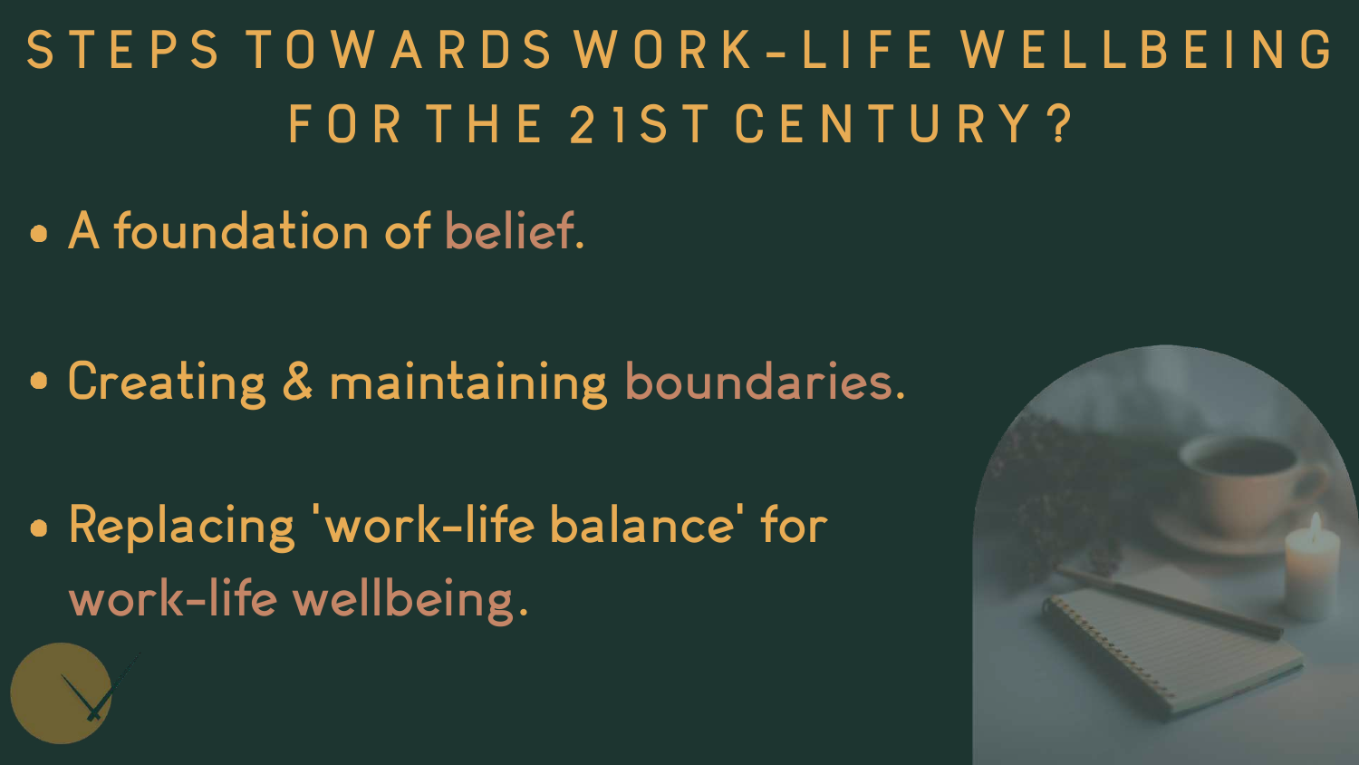# STEPS TOWARDS WORK-LIFE WELLBEING FOR THE 21ST CENTURY?

- A foundation of belief.
- Creating & maintaining boundaries.
- Replacing 'work-life balance' for work-life wellbeing.